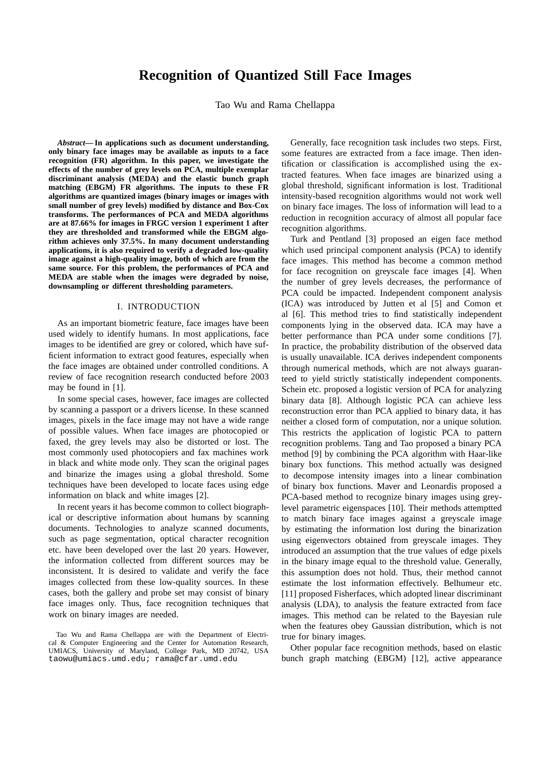# Recognition of Quantized Still Face Images

Tao Wu and Rama Chellappa

***Abstract*— In applications such as document understanding, only binary face images may be available as inputs to a face recognition (FR) algorithm. In this paper, we investigate the effects of the number of grey levels on PCA, multiple exemplar discriminant analysis (MEDA) and the elastic bunch graph matching (EBGM) FR algorithms. The inputs to these FR algorithms are quantized images (binary images or images with small number of grey levels) modified by distance and Box-Cox transforms. The performances of PCA and MEDA algorithms are at 87.66% for images in FRGC version 1 experiment 1 after they are thresholded and transformed while the EBGM algorithm achieves only 37.5%. In many document understanding applications, it is also required to verify a degraded low-quality image against a high-quality image, both of which are from the same source. For this problem, the performances of PCA and MEDA are stable when the images were degraded by noise, downsampling or different thresholding parameters.**

## I. INTRODUCTION

As an important biometric feature, face images have been used widely to identify humans. In most applications, face images to be identified are grey or colored, which have sufficient information to extract good features, especially when the face images are obtained under controlled conditions. A review of face recognition research conducted before 2003 may be found in [1].

In some special cases, however, face images are collected by scanning a passport or a drivers license. In these scanned images, pixels in the face image may not have a wide range of possible values. When face images are photocopied or faxed, the grey levels may also be distorted or lost. The most commonly used photocopiers and fax machines work in black and white mode only. They scan the original pages and binarize the images using a global threshold. Some techniques have been developed to locate faces using edge information on black and white images [2].

In recent years it has become common to collect biographical or descriptive information about humans by scanning documents. Technologies to analyze scanned documents, such as page segmentation, optical character recognition etc. have been developed over the last 20 years. However, the information collected from different sources may be inconsistent. It is desired to validate and verify the face images collected from these low-quality sources. In these cases, both the gallery and probe set may consist of binary face images only. Thus, face recognition techniques that work on binary images are needed.

Generally, face recognition task includes two steps. First, some features are extracted from a face image. Then identification or classification is accomplished using the extracted features. When face images are binarized using a global threshold, significant information is lost. Traditional intensity-based recognition algorithms would not work well on binary face images. The loss of information will lead to a reduction in recognition accuracy of almost all popular face recognition algorithms.

Turk and Pentland [3] proposed an eigen face method which used principal component analysis (PCA) to identify face images. This method has become a common method for face recognition on greyscale face images [4]. When the number of grey levels decreases, the performance of PCA could be impacted. Independent component analysis (ICA) was introduced by Jutten et al [5] and Comon et al [6]. This method tries to find statistically independent components lying in the observed data. ICA may have a better performance than PCA under some conditions [7]. In practice, the probability distribution of the observed data is usually unavailable. ICA derives independent components through numerical methods, which are not always guaranteed to yield strictly statistically independent components. Schein etc. proposed a logistic version of PCA for analyzing binary data [8]. Although logistic PCA can achieve less reconstruction error than PCA applied to binary data, it has neither a closed form of computation, nor a unique solution. This restricts the application of logistic PCA to pattern recognition problems. Tang and Tao proposed a binary PCA method [9] by combining the PCA algorithm with Haar-like binary box functions. This method actually was designed to decompose intensity images into a linear combination of binary box functions. Maver and Leonardis proposed a PCA-based method to recognize binary images using grey-level parametric eigenspaces [10]. Their methods attemptted to match binary face images against a greyscale image by estimating the information lost during the binarization using eigenvectors obtained from greyscale images. They introduced an assumption that the true values of edge pixels in the binary image equal to the threshold value. Generally, this assumption does not hold. Thus, their method cannot estimate the lost information effectively. Belhumeur etc. [11] proposed Fisherfaces, which adopted linear discriminant analysis (LDA), to analysis the feature extracted from face images. This method can be related to the Bayesian rule when the features obey Gaussian distribution, which is not true for binary images.

Other popular face recognition methods, based on elastic bunch graph matching (EBGM) [12], active appearance

Tao Wu and Rama Chellappa are with the Department of Electrical & Computer Engineering and the Center for Automation Research, UMIACS, University of Maryland, College Park, MD 20742, USA taowu@umiacs.umd.edu; rama@cfar.umd.edu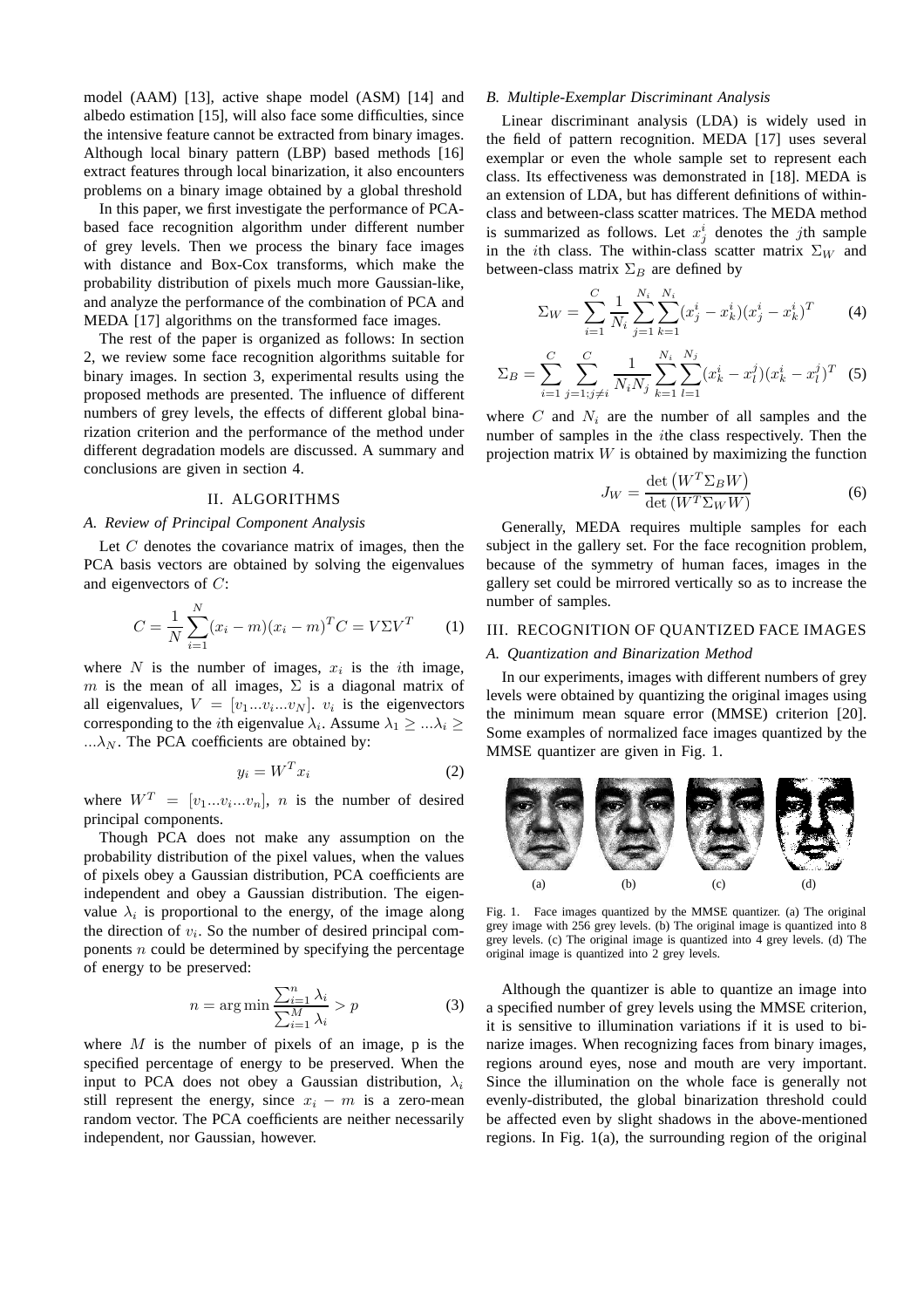model (AAM) [13], active shape model (ASM) [14] and albedo estimation [15], will also face some difficulties, since the intensive feature cannot be extracted from binary images. Although local binary pattern (LBP) based methods [16] extract features through local binarization, it also encounters problems on a binary image obtained by a global threshold

In this paper, we first investigate the performance of PCA-based face recognition algorithm under different number of grey levels. Then we process the binary face images with distance and Box-Cox transforms, which make the probability distribution of pixels much more Gaussian-like, and analyze the performance of the combination of PCA and MEDA [17] algorithms on the transformed face images.

The rest of the paper is organized as follows: In section 2, we review some face recognition algorithms suitable for binary images. In section 3, experimental results using the proposed methods are presented. The influence of different numbers of grey levels, the effects of different global binarization criterion and the performance of the method under different degradation models are discussed. A summary and conclusions are given in section 4.

## II. ALGORITHMS

### *A. Review of Principal Component Analysis*

Let $C$ denotes the covariance matrix of images, then the PCA basis vectors are obtained by solving the eigenvalues and eigenvectors of $C$:

$$C = \frac{1}{N}\sum_{i=1}^{N}(x_i - m)(x_i - m)^T C = V\Sigma V^T \quad (1)$$

where $N$ is the number of images, $x_i$ is the $i$th image, $m$ is the mean of all images, $\Sigma$ is a diagonal matrix of all eigenvalues, $V = [v_1 ... v_i ... v_N]$. $v_i$ is the eigenvectors corresponding to the $i$th eigenvalue $\lambda_i$. Assume $\lambda_1 \geq ... \lambda_i \geq ... \lambda_N$. The PCA coefficients are obtained by:

$$y_i = W^T x_i \quad (2)$$

where $W^T = [v_1 ... v_i ... v_n]$, $n$ is the number of desired principal components.

Though PCA does not make any assumption on the probability distribution of the pixel values, when the values of pixels obey a Gaussian distribution, PCA coefficients are independent and obey a Gaussian distribution. The eigenvalue $\lambda_i$ is proportional to the energy, of the image along the direction of $v_i$. So the number of desired principal components $n$ could be determined by specifying the percentage of energy to be preserved:

$$n = \arg\min \frac{\sum_{i=1}^{n}\lambda_i}{\sum_{i=1}^{M}\lambda_i} > p \quad (3)$$

where $M$ is the number of pixels of an image, p is the specified percentage of energy to be preserved. When the input to PCA does not obey a Gaussian distribution, $\lambda_i$ still represent the energy, since $x_i - m$ is a zero-mean random vector. The PCA coefficients are neither necessarily independent, nor Gaussian, however.

### *B. Multiple-Exemplar Discriminant Analysis*

Linear discriminant analysis (LDA) is widely used in the field of pattern recognition. MEDA [17] uses several exemplar or even the whole sample set to represent each class. Its effectiveness was demonstrated in [18]. MEDA is an extension of LDA, but has different definitions of within-class and between-class scatter matrices. The MEDA method is summarized as follows. Let $x_j^i$ denotes the $j$th sample in the $i$th class. The within-class scatter matrix $\Sigma_W$ and between-class matrix $\Sigma_B$ are defined by

$$\Sigma_W = \sum_{i=1}^{C}\frac{1}{N_i}\sum_{j=1}^{N_i}\sum_{k=1}^{N_i}(x_j^i - x_k^i)(x_j^i - x_k^i)^T \quad (4)$$

$$\Sigma_B = \sum_{i=1}^{C}\sum_{j=1;j\neq i}^{C}\frac{1}{N_iN_j}\sum_{k=1}^{N_i}\sum_{l=1}^{N_j}(x_k^i - x_l^j)(x_k^i - x_l^j)^T \quad (5)$$

where $C$ and $N_i$ are the number of all samples and the number of samples in the $i$the class respectively. Then the projection matrix $W$ is obtained by maximizing the function

$$J_W = \frac{\det\left(W^T\Sigma_B W\right)}{\det\left(W^T\Sigma_W W\right)} \quad (6)$$

Generally, MEDA requires multiple samples for each subject in the gallery set. For the face recognition problem, because of the symmetry of human faces, images in the gallery set could be mirrored vertically so as to increase the number of samples.

## III. RECOGNITION OF QUANTIZED FACE IMAGES

### *A. Quantization and Binarization Method*

In our experiments, images with different numbers of grey levels were obtained by quantizing the original images using the minimum mean square error (MMSE) criterion [20]. Some examples of normalized face images quantized by the MMSE quantizer are given in Fig. 1.

(a) (b) (c) (d)

Fig. 1. Face images quantized by the MMSE quantizer. (a) The original grey image with 256 grey levels. (b) The original image is quantized into 8 grey levels. (c) The original image is quantized into 4 grey levels. (d) The original image is quantized into 2 grey levels.

Although the quantizer is able to quantize an image into a specified number of grey levels using the MMSE criterion, it is sensitive to illumination variations if it is used to binarize images. When recognizing faces from binary images, regions around eyes, nose and mouth are very important. Since the illumination on the whole face is generally not evenly-distributed, the global binarization threshold could be affected even by slight shadows in the above-mentioned regions. In Fig. 1(a), the surrounding region of the original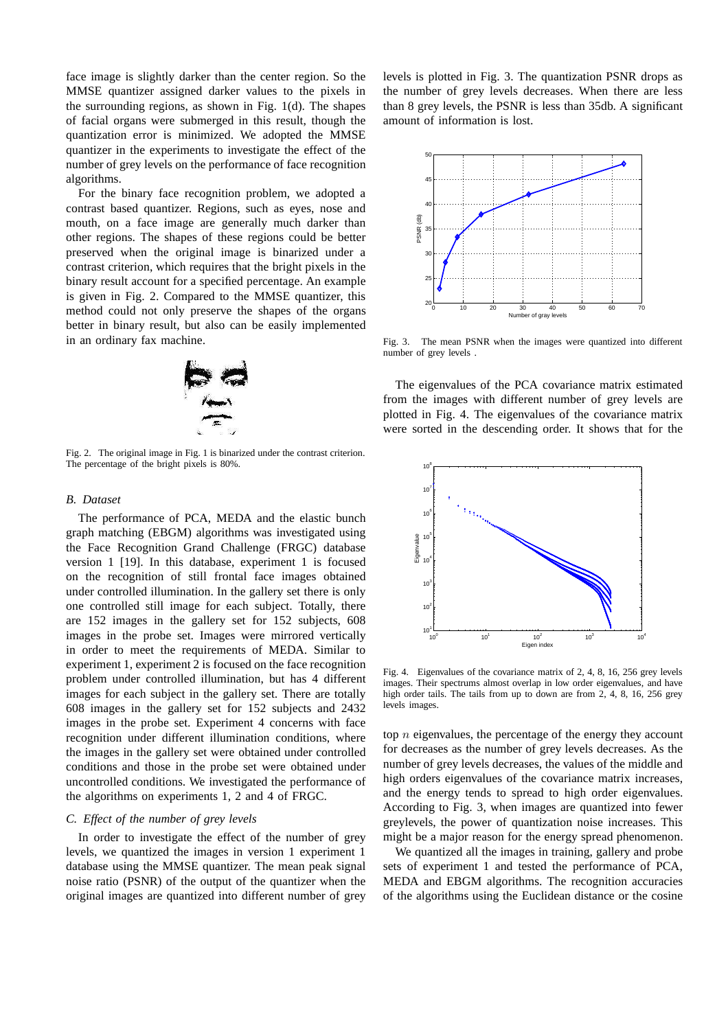face image is slightly darker than the center region. So the MMSE quantizer assigned darker values to the pixels in the surrounding regions, as shown in Fig. 1(d). The shapes of facial organs were submerged in this result, though the quantization error is minimized. We adopted the MMSE quantizer in the experiments to investigate the effect of the number of grey levels on the performance of face recognition algorithms.

For the binary face recognition problem, we adopted a contrast based quantizer. Regions, such as eyes, nose and mouth, on a face image are generally much darker than other regions. The shapes of these regions could be better preserved when the original image is binarized under a contrast criterion, which requires that the bright pixels in the binary result account for a specified percentage. An example is given in Fig. 2. Compared to the MMSE quantizer, this method could not only preserve the shapes of the organs better in binary result, but also can be easily implemented in an ordinary fax machine.

Fig. 2. The original image in Fig. 1 is binarized under the contrast criterion. The percentage of the bright pixels is 80%.

### B. Dataset

The performance of PCA, MEDA and the elastic bunch graph matching (EBGM) algorithms was investigated using the Face Recognition Grand Challenge (FRGC) database version 1 [19]. In this database, experiment 1 is focused on the recognition of still frontal face images obtained under controlled illumination. In the gallery set there is only one controlled still image for each subject. Totally, there are 152 images in the gallery set for 152 subjects, 608 images in the probe set. Images were mirrored vertically in order to meet the requirements of MEDA. Similar to experiment 1, experiment 2 is focused on the face recognition problem under controlled illumination, but has 4 different images for each subject in the gallery set. There are totally 608 images in the gallery set for 152 subjects and 2432 images in the probe set. Experiment 4 concerns with face recognition under different illumination conditions, where the images in the gallery set were obtained under controlled conditions and those in the probe set were obtained under uncontrolled conditions. We investigated the performance of the algorithms on experiments 1, 2 and 4 of FRGC.

### C. Effect of the number of grey levels

In order to investigate the effect of the number of grey levels, we quantized the images in version 1 experiment 1 database using the MMSE quantizer. The mean peak signal noise ratio (PSNR) of the output of the quantizer when the original images are quantized into different number of grey levels is plotted in Fig. 3. The quantization PSNR drops as the number of grey levels decreases. When there are less than 8 grey levels, the PSNR is less than 35db. A significant amount of information is lost.

Fig. 3. The mean PSNR when the images were quantized into different number of grey levels .

The eigenvalues of the PCA covariance matrix estimated from the images with different number of grey levels are plotted in Fig. 4. The eigenvalues of the covariance matrix were sorted in the descending order. It shows that for the top $n$ eigenvalues, the percentage of the energy they account for decreases as the number of grey levels decreases. As the number of grey levels decreases, the values of the middle and high orders eigenvalues of the covariance matrix increases, and the energy tends to spread to high order eigenvalues. According to Fig. 3, when images are quantized into fewer greylevels, the power of quantization noise increases. This might be a major reason for the energy spread phenomenon.

Fig. 4. Eigenvalues of the covariance matrix of 2, 4, 8, 16, 256 grey levels images. Their spectrums almost overlap in low order eigenvalues, and have high order tails. The tails from up to down are from 2, 4, 8, 16, 256 grey levels images.

We quantized all the images in training, gallery and probe sets of experiment 1 and tested the performance of PCA, MEDA and EBGM algorithms. The recognition accuracies of the algorithms using the Euclidean distance or the cosine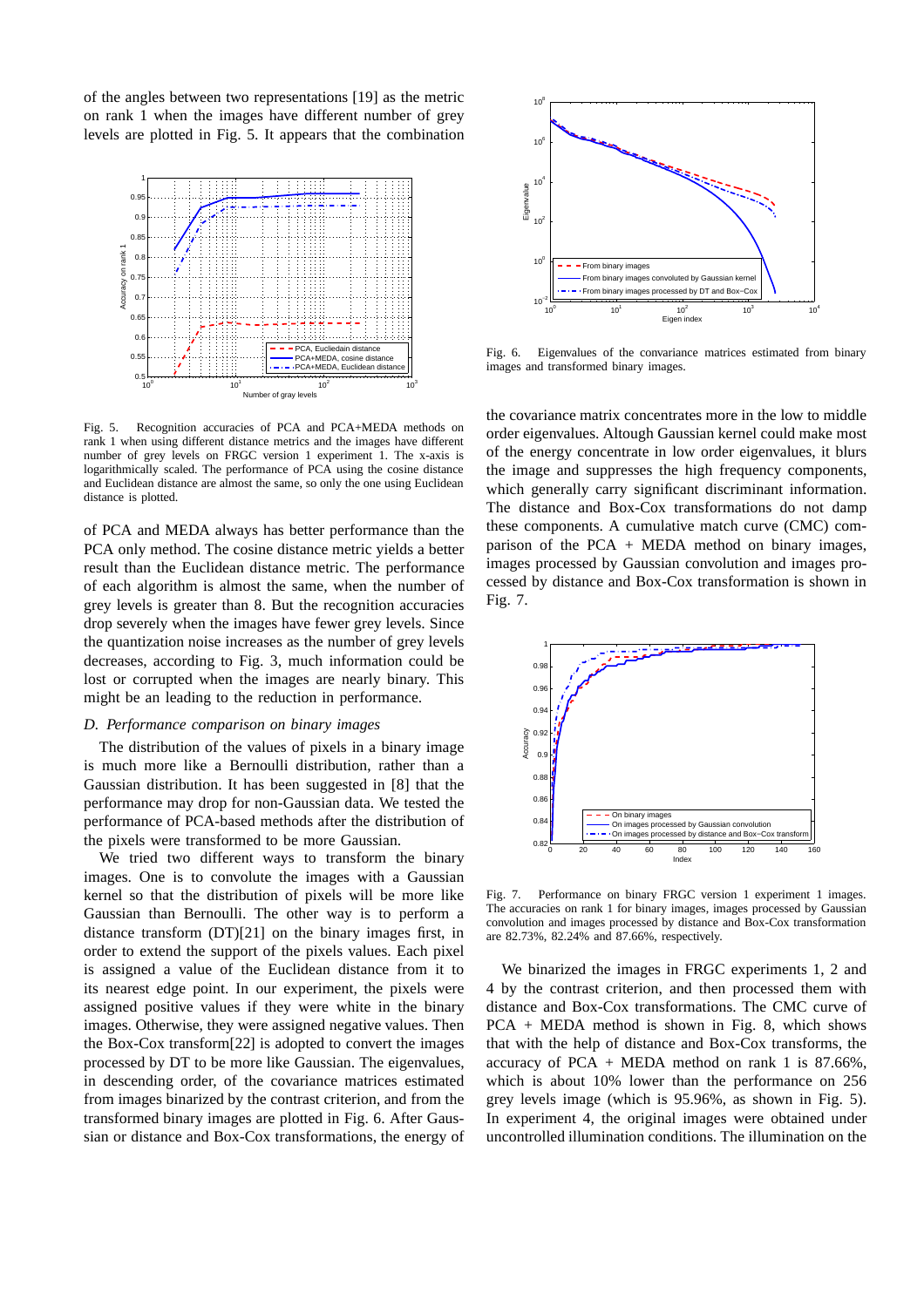of the angles between two representations [19] as the metric on rank 1 when the images have different number of grey levels are plotted in Fig. 5. It appears that the combination of PCA and MEDA always has better performance than the PCA only method. The cosine distance metric yields a better result than the Euclidean distance metric. The performance of each algorithm is almost the same, when the number of grey levels is greater than 8. But the recognition accuracies drop severely when the images have fewer grey levels. Since the quantization noise increases as the number of grey levels decreases, according to Fig. 3, much information could be lost or corrupted when the images are nearly binary. This might be an leading to the reduction in performance.

Fig. 5. Recognition accuracies of PCA and PCA+MEDA methods on rank 1 when using different distance metrics and the images have different number of grey levels on FRGC version 1 experiment 1. The x-axis is logarithmically scaled. The performance of PCA using the cosine distance and Euclidean distance are almost the same, so only the one using Euclidean distance is plotted.

### D. Performance comparison on binary images

The distribution of the values of pixels in a binary image is much more like a Bernoulli distribution, rather than a Gaussian distribution. It has been suggested in [8] that the performance may drop for non-Gaussian data. We tested the performance of PCA-based methods after the distribution of the pixels were transformed to be more Gaussian.

We tried two different ways to transform the binary images. One is to convolute the images with a Gaussian kernel so that the distribution of pixels will be more like Gaussian than Bernoulli. The other way is to perform a distance transform (DT)[21] on the binary images first, in order to extend the support of the pixels values. Each pixel is assigned a value of the Euclidean distance from it to its nearest edge point. In our experiment, the pixels were assigned positive values if they were white in the binary images. Otherwise, they were assigned negative values. Then the Box-Cox transform[22] is adopted to convert the images processed by DT to be more like Gaussian. The eigenvalues, in descending order, of the covariance matrices estimated from images binarized by the contrast criterion, and from the transformed binary images are plotted in Fig. 6. After Gaussian or distance and Box-Cox transformations, the energy of the covariance matrix concentrates more in the low to middle order eigenvalues. Altough Gaussian kernel could make most of the energy concentrate in low order eigenvalues, it blurs the image and suppresses the high frequency components, which generally carry significant discriminant information. The distance and Box-Cox transformations do not damp these components. A cumulative match curve (CMC) comparison of the PCA + MEDA method on binary images, images processed by Gaussian convolution and images processed by distance and Box-Cox transformation is shown in Fig. 7.

Fig. 6. Eigenvalues of the convariance matrices estimated from binary images and transformed binary images.

Fig. 7. Performance on binary FRGC version 1 experiment 1 images. The accuracies on rank 1 for binary images, images processed by Gaussian convolution and images processed by distance and Box-Cox transformation are 82.73%, 82.24% and 87.66%, respectively.

We binarized the images in FRGC experiments 1, 2 and 4 by the contrast criterion, and then processed them with distance and Box-Cox transformations. The CMC curve of PCA + MEDA method is shown in Fig. 8, which shows that with the help of distance and Box-Cox transforms, the accuracy of PCA + MEDA method on rank 1 is 87.66%, which is about 10% lower than the performance on 256 grey levels image (which is 95.96%, as shown in Fig. 5). In experiment 4, the original images were obtained under uncontrolled illumination conditions. The illumination on the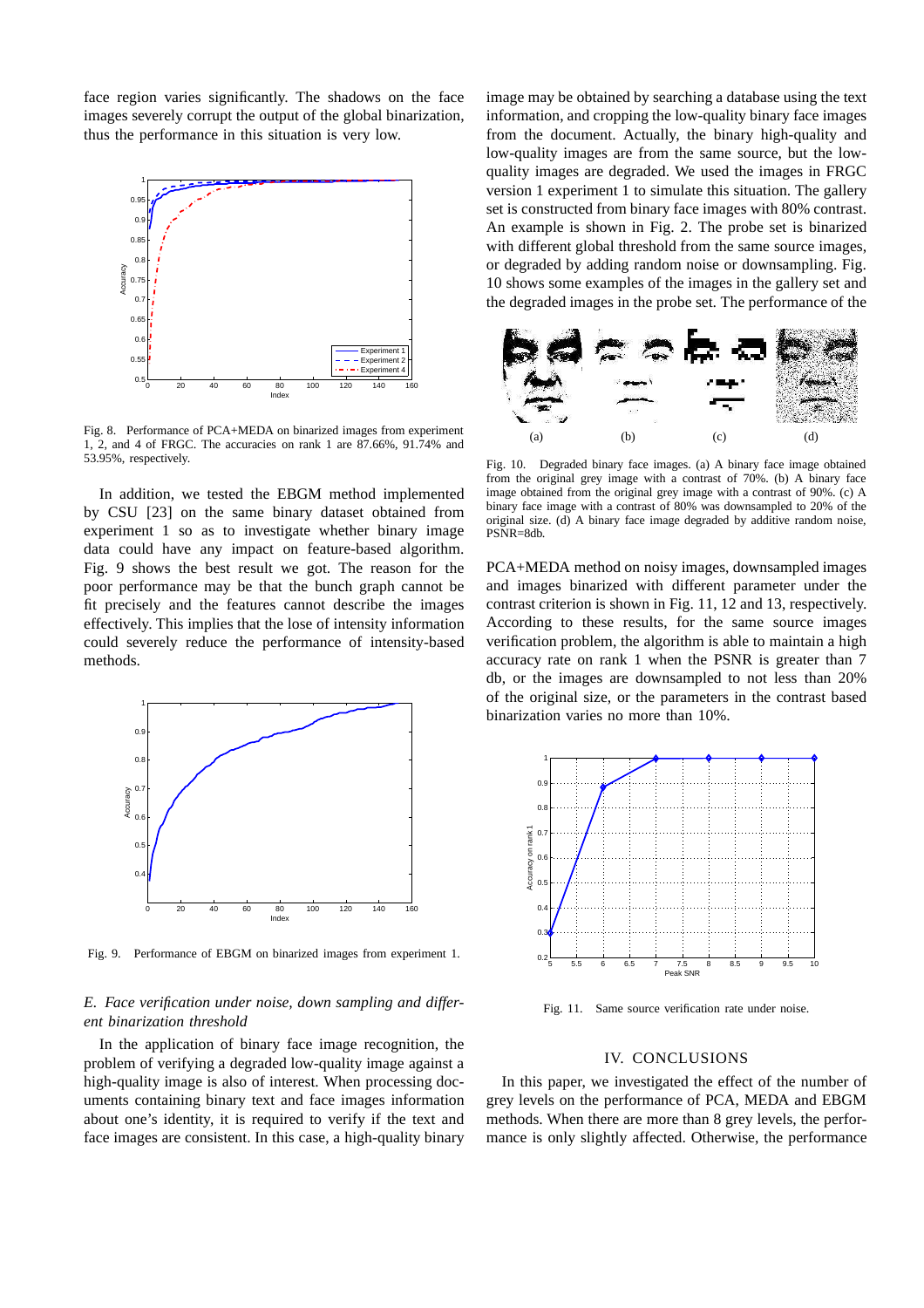face region varies significantly. The shadows on the face images severely corrupt the output of the global binarization, thus the performance in this situation is very low.

Fig. 8. Performance of PCA+MEDA on binarized images from experiment 1, 2, and 4 of FRGC. The accuracies on rank 1 are 87.66%, 91.74% and 53.95%, respectively.

In addition, we tested the EBGM method implemented by CSU [23] on the same binary dataset obtained from experiment 1 so as to investigate whether binary image data could have any impact on feature-based algorithm. Fig. 9 shows the best result we got. The reason for the poor performance may be that the bunch graph cannot be fit precisely and the features cannot describe the images effectively. This implies that the lose of intensity information could severely reduce the performance of intensity-based methods.

Fig. 9. Performance of EBGM on binarized images from experiment 1.

### *E. Face verification under noise, down sampling and different binarization threshold*

In the application of binary face image recognition, the problem of verifying a degraded low-quality image against a high-quality image is also of interest. When processing documents containing binary text and face images information about one's identity, it is required to verify if the text and face images are consistent. In this case, a high-quality binary image may be obtained by searching a database using the text information, and cropping the low-quality binary face images from the document. Actually, the binary high-quality and low-quality images are from the same source, but the low-quality images are degraded. We used the images in FRGC version 1 experiment 1 to simulate this situation. The gallery set is constructed from binary face images with 80% contrast. An example is shown in Fig. 2. The probe set is binarized with different global threshold from the same source images, or degraded by adding random noise or downsampling. Fig. 10 shows some examples of the images in the gallery set and the degraded images in the probe set. The performance of the

Fig. 10. Degraded binary face images. (a) A binary face image obtained from the original grey image with a contrast of 70%. (b) A binary face image obtained from the original grey image with a contrast of 90%. (c) A binary face image with a contrast of 80% was downsampled to 20% of the original size. (d) A binary face image degraded by additive random noise, PSNR=8db.

PCA+MEDA method on noisy images, downsampled images and images binarized with different parameter under the contrast criterion is shown in Fig. 11, 12 and 13, respectively. According to these results, for the same source images verification problem, the algorithm is able to maintain a high accuracy rate on rank 1 when the PSNR is greater than 7 db, or the images are downsampled to not less than 20% of the original size, or the parameters in the contrast based binarization varies no more than 10%.

Fig. 11. Same source verification rate under noise.

## IV. CONCLUSIONS

In this paper, we investigated the effect of the number of grey levels on the performance of PCA, MEDA and EBGM methods. When there are more than 8 grey levels, the performance is only slightly affected. Otherwise, the performance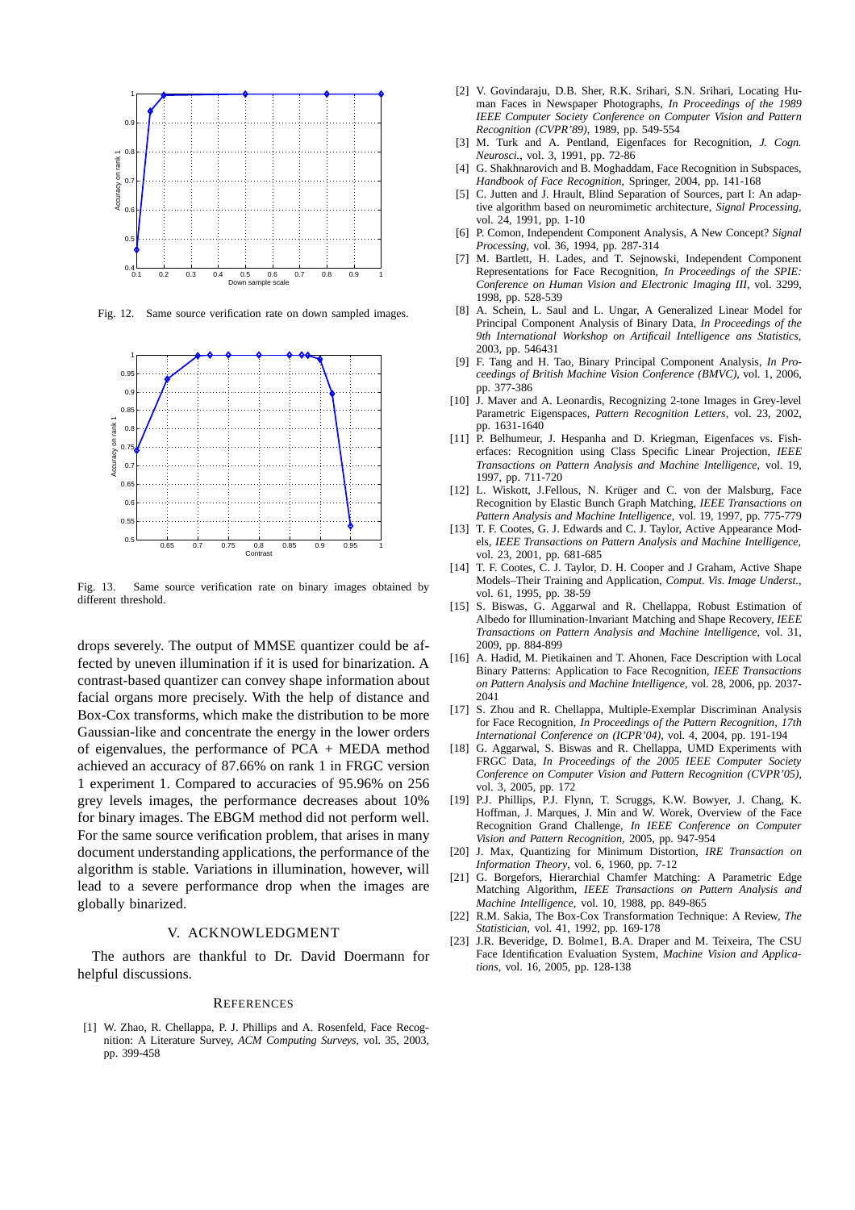Accuracy on rank 1

1
0.9
0.8
0.7
0.6
0.5
0.4

0.1 0.2 0.3 0.4 0.5 0.6 0.7 0.8 0.9 1

Down sample scale

Fig. 12. Same source verification rate on down sampled images.

Accuracy on rank 1

1
0.95
0.9
0.85
0.8
0.75
0.7
0.65
0.6
0.55
0.5

0.65 0.7 0.75 0.8 0.85 0.9 0.95 1

Contrast

Fig. 13. Same source verification rate on binary images obtained by different threshold.

drops severely. The output of MMSE quantizer could be affected by uneven illumination if it is used for binarization. A contrast-based quantizer can convey shape information about facial organs more precisely. With the help of distance and Box-Cox transforms, which make the distribution to be more Gaussian-like and concentrate the energy in the lower orders of eigenvalues, the performance of PCA + MEDA method achieved an accuracy of 87.66% on rank 1 in FRGC version 1 experiment 1. Compared to accuracies of 95.96% on 256 grey levels images, the performance decreases about 10% for binary images. The EBGM method did not perform well. For the same source verification problem, that arises in many document understanding applications, the performance of the algorithm is stable. Variations in illumination, however, will lead to a severe performance drop when the images are globally binarized.

## V. Acknowledgment

The authors are thankful to Dr. David Doermann for helpful discussions.

## References

[1] W. Zhao, R. Chellappa, P. J. Phillips and A. Rosenfeld, Face Recognition: A Literature Survey, *ACM Computing Surveys*, vol. 35, 2003, pp. 399-458

[2] V. Govindaraju, D.B. Sher, R.K. Srihari, S.N. Srihari, Locating Human Faces in Newspaper Photographs, *In Proceedings of the 1989 IEEE Computer Society Conference on Computer Vision and Pattern Recognition (CVPR'89)*, 1989, pp. 549-554

[3] M. Turk and A. Pentland, Eigenfaces for Recognition, *J. Cogn. Neurosci.*, vol. 3, 1991, pp. 72-86

[4] G. Shakhnarovich and B. Moghaddam, Face Recognition in Subspaces, *Handbook of Face Recognition*, Springer, 2004, pp. 141-168

[5] C. Jutten and J. Hrault, Blind Separation of Sources, part I: An adaptive algorithm based on neuromimetic architecture, *Signal Processing*, vol. 24, 1991, pp. 1-10

[6] P. Comon, Independent Component Analysis, A New Concept? *Signal Processing*, vol. 36, 1994, pp. 287-314

[7] M. Bartlett, H. Lades, and T. Sejnowski, Independent Component Representations for Face Recognition, *In Proceedings of the SPIE: Conference on Human Vision and Electronic Imaging III*, vol. 3299, 1998, pp. 528-539

[8] A. Schein, L. Saul and L. Ungar, A Generalized Linear Model for Principal Component Analysis of Binary Data, *In Proceedings of the 9th International Workshop on Artificail Intelligence ans Statistics*, 2003, pp. 546431

[9] F. Tang and H. Tao, Binary Principal Component Analysis, *In Proceedings of British Machine Vision Conference (BMVC)*, vol. 1, 2006, pp. 377-386

[10] J. Maver and A. Leonardis, Recognizing 2-tone Images in Grey-level Parametric Eigenspaces, *Pattern Recognition Letters*, vol. 23, 2002, pp. 1631-1640

[11] P. Belhumeur, J. Hespanha and D. Kriegman, Eigenfaces vs. Fisherfaces: Recognition using Class Specific Linear Projection, *IEEE Transactions on Pattern Analysis and Machine Intelligence*, vol. 19, 1997, pp. 711-720

[12] L. Wiskott, J.Fellous, N. Krüger and C. von der Malsburg, Face Recognition by Elastic Bunch Graph Matching, *IEEE Transactions on Pattern Analysis and Machine Intelligence*, vol. 19, 1997, pp. 775-779

[13] T. F. Cootes, G. J. Edwards and C. J. Taylor, Active Appearance Models, *IEEE Transactions on Pattern Analysis and Machine Intelligence*, vol. 23, 2001, pp. 681-685

[14] T. F. Cootes, C. J. Taylor, D. H. Cooper and J Graham, Active Shape Models–Their Training and Application, *Comput. Vis. Image Underst.*, vol. 61, 1995, pp. 38-59

[15] S. Biswas, G. Aggarwal and R. Chellappa, Robust Estimation of Albedo for Illumination-Invariant Matching and Shape Recovery, *IEEE Transactions on Pattern Analysis and Machine Intelligence*, vol. 31, 2009, pp. 884-899

[16] A. Hadid, M. Pietikainen and T. Ahonen, Face Description with Local Binary Patterns: Application to Face Recognition, *IEEE Transactions on Pattern Analysis and Machine Intelligence*, vol. 28, 2006, pp. 2037-2041

[17] S. Zhou and R. Chellappa, Multiple-Exemplar Discriminan Analysis for Face Recognition, *In Proceedings of the Pattern Recognition, 17th International Conference on (ICPR'04)*, vol. 4, 2004, pp. 191-194

[18] G. Aggarwal, S. Biswas and R. Chellappa, UMD Experiments with FRGC Data, *In Proceedings of the 2005 IEEE Computer Society Conference on Computer Vision and Pattern Recognition (CVPR'05)*, vol. 3, 2005, pp. 172

[19] P.J. Phillips, P.J. Flynn, T. Scruggs, K.W. Bowyer, J. Chang, K. Hoffman, J. Marques, J. Min and W. Worek, Overview of the Face Recognition Grand Challenge, *In IEEE Conference on Computer Vision and Pattern Recognition*, 2005, pp. 947-954

[20] J. Max, Quantizing for Minimum Distortion, *IRE Transaction on Information Theory*, vol. 6, 1960, pp. 7-12

[21] G. Borgefors, Hierarchial Chamfer Matching: A Parametric Edge Matching Algorithm, *IEEE Transactions on Pattern Analysis and Machine Intelligence*, vol. 10, 1988, pp. 849-865

[22] R.M. Sakia, The Box-Cox Transformation Technique: A Review, *The Statistician*, vol. 41, 1992, pp. 169-178

[23] J.R. Beveridge, D. Bolme1, B.A. Draper and M. Teixeira, The CSU Face Identification Evaluation System, *Machine Vision and Applications*, vol. 16, 2005, pp. 128-138